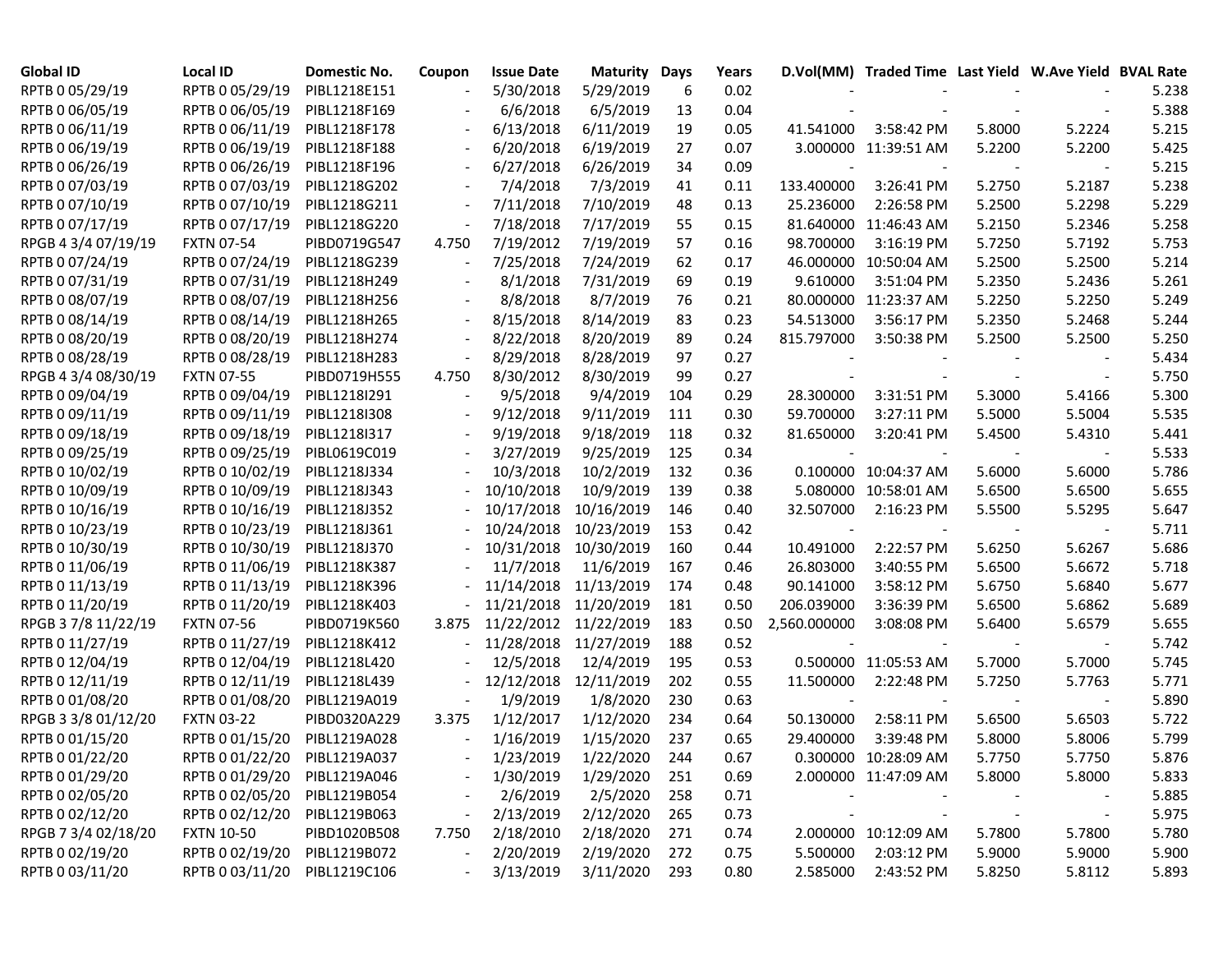| Global ID | Local ID | Domestic No. | Coupon | Issue Date | Maturity | Days | Years | D.Vol(MM) | Traded Time | Last Yield | W.Ave Yield | BVAL Rate |
|---|---|---|---|---|---|---|---|---|---|---|---|---|
| RPTB 0 05/29/19 | RPTB 0 05/29/19 | PIBL1218E151 | - | 5/30/2018 | 5/29/2019 | 6 | 0.02 | - | - | - | - | 5.238 |
| RPTB 0 06/05/19 | RPTB 0 06/05/19 | PIBL1218F169 | - | 6/6/2018 | 6/5/2019 | 13 | 0.04 | - | - | - | - | 5.388 |
| RPTB 0 06/11/19 | RPTB 0 06/11/19 | PIBL1218F178 | - | 6/13/2018 | 6/11/2019 | 19 | 0.05 | 41.541000 | 3:58:42 PM | 5.8000 | 5.2224 | 5.215 |
| RPTB 0 06/19/19 | RPTB 0 06/19/19 | PIBL1218F188 | - | 6/20/2018 | 6/19/2019 | 27 | 0.07 | 3.000000 | 11:39:51 AM | 5.2200 | 5.2200 | 5.425 |
| RPTB 0 06/26/19 | RPTB 0 06/26/19 | PIBL1218F196 | - | 6/27/2018 | 6/26/2019 | 34 | 0.09 | - | - | - | - | 5.215 |
| RPTB 0 07/03/19 | RPTB 0 07/03/19 | PIBL1218G202 | - | 7/4/2018 | 7/3/2019 | 41 | 0.11 | 133.400000 | 3:26:41 PM | 5.2750 | 5.2187 | 5.238 |
| RPTB 0 07/10/19 | RPTB 0 07/10/19 | PIBL1218G211 | - | 7/11/2018 | 7/10/2019 | 48 | 0.13 | 25.236000 | 2:26:58 PM | 5.2500 | 5.2298 | 5.229 |
| RPTB 0 07/17/19 | RPTB 0 07/17/19 | PIBL1218G220 | - | 7/18/2018 | 7/17/2019 | 55 | 0.15 | 81.640000 | 11:46:43 AM | 5.2150 | 5.2346 | 5.258 |
| RPGB 4 3/4 07/19/19 | FXTN 07-54 | PIBD0719G547 | 4.750 | 7/19/2012 | 7/19/2019 | 57 | 0.16 | 98.700000 | 3:16:19 PM | 5.7250 | 5.7192 | 5.753 |
| RPTB 0 07/24/19 | RPTB 0 07/24/19 | PIBL1218G239 | - | 7/25/2018 | 7/24/2019 | 62 | 0.17 | 46.000000 | 10:50:04 AM | 5.2500 | 5.2500 | 5.214 |
| RPTB 0 07/31/19 | RPTB 0 07/31/19 | PIBL1218H249 | - | 8/1/2018 | 7/31/2019 | 69 | 0.19 | 9.610000 | 3:51:04 PM | 5.2350 | 5.2436 | 5.261 |
| RPTB 0 08/07/19 | RPTB 0 08/07/19 | PIBL1218H256 | - | 8/8/2018 | 8/7/2019 | 76 | 0.21 | 80.000000 | 11:23:37 AM | 5.2250 | 5.2250 | 5.249 |
| RPTB 0 08/14/19 | RPTB 0 08/14/19 | PIBL1218H265 | - | 8/15/2018 | 8/14/2019 | 83 | 0.23 | 54.513000 | 3:56:17 PM | 5.2350 | 5.2468 | 5.244 |
| RPTB 0 08/20/19 | RPTB 0 08/20/19 | PIBL1218H274 | - | 8/22/2018 | 8/20/2019 | 89 | 0.24 | 815.797000 | 3:50:38 PM | 5.2500 | 5.2500 | 5.250 |
| RPTB 0 08/28/19 | RPTB 0 08/28/19 | PIBL1218H283 | - | 8/29/2018 | 8/28/2019 | 97 | 0.27 | - | - | - | - | 5.434 |
| RPGB 4 3/4 08/30/19 | FXTN 07-55 | PIBD0719H555 | 4.750 | 8/30/2012 | 8/30/2019 | 99 | 0.27 | - | - | - | - | 5.750 |
| RPTB 0 09/04/19 | RPTB 0 09/04/19 | PIBL1218I291 | - | 9/5/2018 | 9/4/2019 | 104 | 0.29 | 28.300000 | 3:31:51 PM | 5.3000 | 5.4166 | 5.300 |
| RPTB 0 09/11/19 | RPTB 0 09/11/19 | PIBL1218I308 | - | 9/12/2018 | 9/11/2019 | 111 | 0.30 | 59.700000 | 3:27:11 PM | 5.5000 | 5.5004 | 5.535 |
| RPTB 0 09/18/19 | RPTB 0 09/18/19 | PIBL1218I317 | - | 9/19/2018 | 9/18/2019 | 118 | 0.32 | 81.650000 | 3:20:41 PM | 5.4500 | 5.4310 | 5.441 |
| RPTB 0 09/25/19 | RPTB 0 09/25/19 | PIBL0619C019 | - | 3/27/2019 | 9/25/2019 | 125 | 0.34 | - | - | - | - | 5.533 |
| RPTB 0 10/02/19 | RPTB 0 10/02/19 | PIBL1218J334 | - | 10/3/2018 | 10/2/2019 | 132 | 0.36 | 0.100000 | 10:04:37 AM | 5.6000 | 5.6000 | 5.786 |
| RPTB 0 10/09/19 | RPTB 0 10/09/19 | PIBL1218J343 | - | 10/10/2018 | 10/9/2019 | 139 | 0.38 | 5.080000 | 10:58:01 AM | 5.6500 | 5.6500 | 5.655 |
| RPTB 0 10/16/19 | RPTB 0 10/16/19 | PIBL1218J352 | - | 10/17/2018 | 10/16/2019 | 146 | 0.40 | 32.507000 | 2:16:23 PM | 5.5500 | 5.5295 | 5.647 |
| RPTB 0 10/23/19 | RPTB 0 10/23/19 | PIBL1218J361 | - | 10/24/2018 | 10/23/2019 | 153 | 0.42 | - | - | - | - | 5.711 |
| RPTB 0 10/30/19 | RPTB 0 10/30/19 | PIBL1218J370 | - | 10/31/2018 | 10/30/2019 | 160 | 0.44 | 10.491000 | 2:22:57 PM | 5.6250 | 5.6267 | 5.686 |
| RPTB 0 11/06/19 | RPTB 0 11/06/19 | PIBL1218K387 | - | 11/7/2018 | 11/6/2019 | 167 | 0.46 | 26.803000 | 3:40:55 PM | 5.6500 | 5.6672 | 5.718 |
| RPTB 0 11/13/19 | RPTB 0 11/13/19 | PIBL1218K396 | - | 11/14/2018 | 11/13/2019 | 174 | 0.48 | 90.141000 | 3:58:12 PM | 5.6750 | 5.6840 | 5.677 |
| RPTB 0 11/20/19 | RPTB 0 11/20/19 | PIBL1218K403 | - | 11/21/2018 | 11/20/2019 | 181 | 0.50 | 206.039000 | 3:36:39 PM | 5.6500 | 5.6862 | 5.689 |
| RPGB 3 7/8 11/22/19 | FXTN 07-56 | PIBD0719K560 | 3.875 | 11/22/2012 | 11/22/2019 | 183 | 0.50 | 2,560.000000 | 3:08:08 PM | 5.6400 | 5.6579 | 5.655 |
| RPTB 0 11/27/19 | RPTB 0 11/27/19 | PIBL1218K412 | - | 11/28/2018 | 11/27/2019 | 188 | 0.52 | - | - | - | - | 5.742 |
| RPTB 0 12/04/19 | RPTB 0 12/04/19 | PIBL1218L420 | - | 12/5/2018 | 12/4/2019 | 195 | 0.53 | 0.500000 | 11:05:53 AM | 5.7000 | 5.7000 | 5.745 |
| RPTB 0 12/11/19 | RPTB 0 12/11/19 | PIBL1218L439 | - | 12/12/2018 | 12/11/2019 | 202 | 0.55 | 11.500000 | 2:22:48 PM | 5.7250 | 5.7763 | 5.771 |
| RPTB 0 01/08/20 | RPTB 0 01/08/20 | PIBL1219A019 | - | 1/9/2019 | 1/8/2020 | 230 | 0.63 | - | - | - | - | 5.890 |
| RPGB 3 3/8 01/12/20 | FXTN 03-22 | PIBD0320A229 | 3.375 | 1/12/2017 | 1/12/2020 | 234 | 0.64 | 50.130000 | 2:58:11 PM | 5.6500 | 5.6503 | 5.722 |
| RPTB 0 01/15/20 | RPTB 0 01/15/20 | PIBL1219A028 | - | 1/16/2019 | 1/15/2020 | 237 | 0.65 | 29.400000 | 3:39:48 PM | 5.8000 | 5.8006 | 5.799 |
| RPTB 0 01/22/20 | RPTB 0 01/22/20 | PIBL1219A037 | - | 1/23/2019 | 1/22/2020 | 244 | 0.67 | 0.300000 | 10:28:09 AM | 5.7750 | 5.7750 | 5.876 |
| RPTB 0 01/29/20 | RPTB 0 01/29/20 | PIBL1219A046 | - | 1/30/2019 | 1/29/2020 | 251 | 0.69 | 2.000000 | 11:47:09 AM | 5.8000 | 5.8000 | 5.833 |
| RPTB 0 02/05/20 | RPTB 0 02/05/20 | PIBL1219B054 | - | 2/6/2019 | 2/5/2020 | 258 | 0.71 | - | - | - | - | 5.885 |
| RPTB 0 02/12/20 | RPTB 0 02/12/20 | PIBL1219B063 | - | 2/13/2019 | 2/12/2020 | 265 | 0.73 | - | - | - | - | 5.975 |
| RPGB 7 3/4 02/18/20 | FXTN 10-50 | PIBD1020B508 | 7.750 | 2/18/2010 | 2/18/2020 | 271 | 0.74 | 2.000000 | 10:12:09 AM | 5.7800 | 5.7800 | 5.780 |
| RPTB 0 02/19/20 | RPTB 0 02/19/20 | PIBL1219B072 | - | 2/20/2019 | 2/19/2020 | 272 | 0.75 | 5.500000 | 2:03:12 PM | 5.9000 | 5.9000 | 5.900 |
| RPTB 0 03/11/20 | RPTB 0 03/11/20 | PIBL1219C106 | - | 3/13/2019 | 3/11/2020 | 293 | 0.80 | 2.585000 | 2:43:52 PM | 5.8250 | 5.8112 | 5.893 |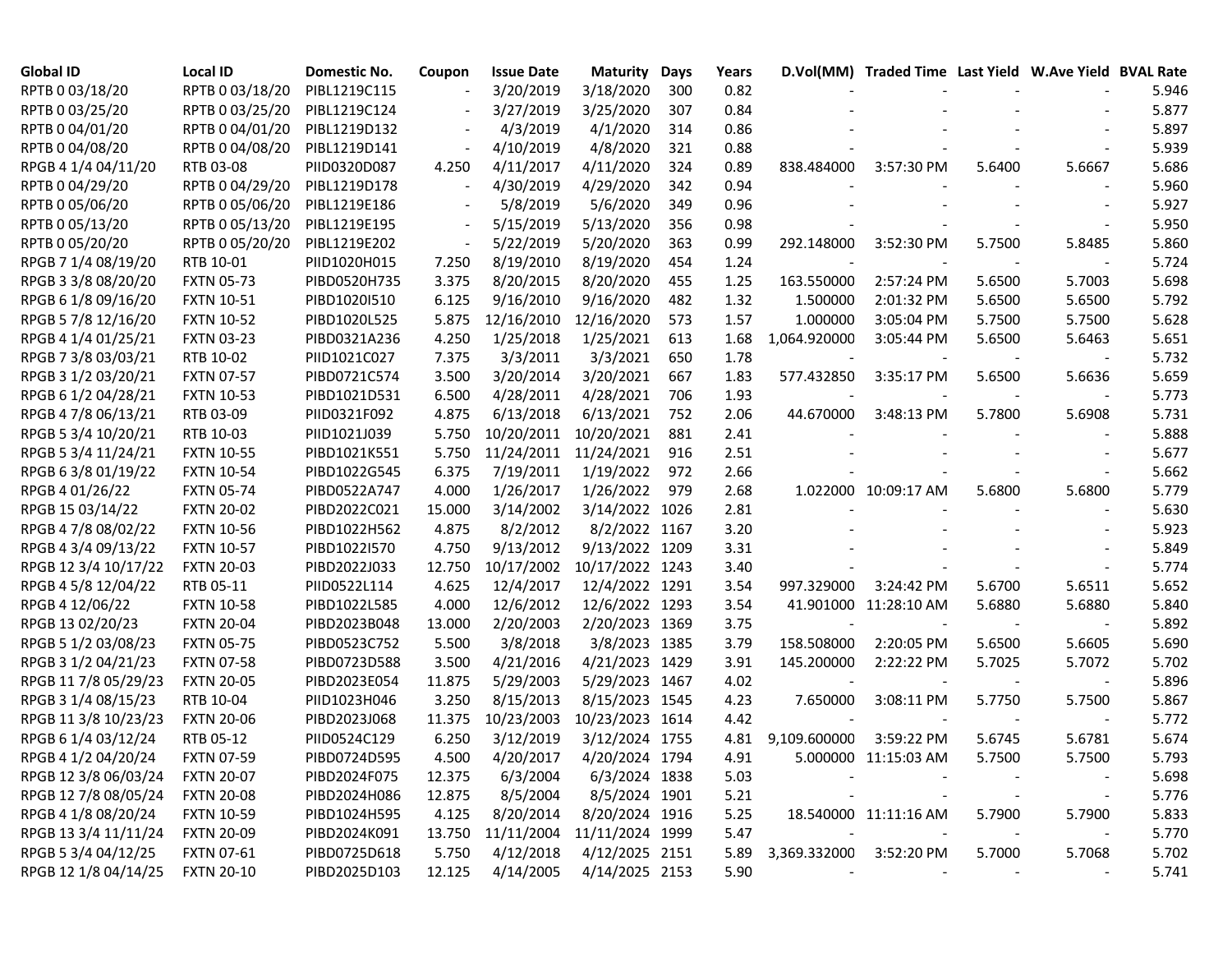| Global ID | Local ID | Domestic No. | Coupon | Issue Date | Maturity | Days | Years | D.Vol(MM) | Traded Time | Last Yield | W.Ave Yield | BVAL Rate |
|---|---|---|---|---|---|---|---|---|---|---|---|---|
| RPTB 0 03/18/20 | RPTB 0 03/18/20 | PIBL1219C115 | - | 3/20/2019 | 3/18/2020 | 300 | 0.82 | - | - | - | - | 5.946 |
| RPTB 0 03/25/20 | RPTB 0 03/25/20 | PIBL1219C124 | - | 3/27/2019 | 3/25/2020 | 307 | 0.84 | - | - | - | - | 5.877 |
| RPTB 0 04/01/20 | RPTB 0 04/01/20 | PIBL1219D132 | - | 4/3/2019 | 4/1/2020 | 314 | 0.86 | - | - | - | - | 5.897 |
| RPTB 0 04/08/20 | RPTB 0 04/08/20 | PIBL1219D141 | - | 4/10/2019 | 4/8/2020 | 321 | 0.88 | - | - | - | - | 5.939 |
| RPGB 4 1/4 04/11/20 | RTB 03-08 | PIID0320D087 | 4.250 | 4/11/2017 | 4/11/2020 | 324 | 0.89 | 838.484000 | 3:57:30 PM | 5.6400 | 5.6667 | 5.686 |
| RPTB 0 04/29/20 | RPTB 0 04/29/20 | PIBL1219D178 | - | 4/30/2019 | 4/29/2020 | 342 | 0.94 | - | - | - | - | 5.960 |
| RPTB 0 05/06/20 | RPTB 0 05/06/20 | PIBL1219E186 | - | 5/8/2019 | 5/6/2020 | 349 | 0.96 | - | - | - | - | 5.927 |
| RPTB 0 05/13/20 | RPTB 0 05/13/20 | PIBL1219E195 | - | 5/15/2019 | 5/13/2020 | 356 | 0.98 | - | - | - | - | 5.950 |
| RPTB 0 05/20/20 | RPTB 0 05/20/20 | PIBL1219E202 | - | 5/22/2019 | 5/20/2020 | 363 | 0.99 | 292.148000 | 3:52:30 PM | 5.7500 | 5.8485 | 5.860 |
| RPGB 7 1/4 08/19/20 | RTB 10-01 | PIID1020H015 | 7.250 | 8/19/2010 | 8/19/2020 | 454 | 1.24 | - | - | - | - | 5.724 |
| RPGB 3 3/8 08/20/20 | FXTN 05-73 | PIBD0520H735 | 3.375 | 8/20/2015 | 8/20/2020 | 455 | 1.25 | 163.550000 | 2:57:24 PM | 5.6500 | 5.7003 | 5.698 |
| RPGB 6 1/8 09/16/20 | FXTN 10-51 | PIBD1020I510 | 6.125 | 9/16/2010 | 9/16/2020 | 482 | 1.32 | 1.500000 | 2:01:32 PM | 5.6500 | 5.6500 | 5.792 |
| RPGB 5 7/8 12/16/20 | FXTN 10-52 | PIBD1020L525 | 5.875 | 12/16/2010 | 12/16/2020 | 573 | 1.57 | 1.000000 | 3:05:04 PM | 5.7500 | 5.7500 | 5.628 |
| RPGB 4 1/4 01/25/21 | FXTN 03-23 | PIBD0321A236 | 4.250 | 1/25/2018 | 1/25/2021 | 613 | 1.68 | 1,064.920000 | 3:05:44 PM | 5.6500 | 5.6463 | 5.651 |
| RPGB 7 3/8 03/03/21 | RTB 10-02 | PIID1021C027 | 7.375 | 3/3/2011 | 3/3/2021 | 650 | 1.78 | - | - | - | - | 5.732 |
| RPGB 3 1/2 03/20/21 | FXTN 07-57 | PIBD0721C574 | 3.500 | 3/20/2014 | 3/20/2021 | 667 | 1.83 | 577.432850 | 3:35:17 PM | 5.6500 | 5.6636 | 5.659 |
| RPGB 6 1/2 04/28/21 | FXTN 10-53 | PIBD1021D531 | 6.500 | 4/28/2011 | 4/28/2021 | 706 | 1.93 | - | - | - | - | 5.773 |
| RPGB 4 7/8 06/13/21 | RTB 03-09 | PIID0321F092 | 4.875 | 6/13/2018 | 6/13/2021 | 752 | 2.06 | 44.670000 | 3:48:13 PM | 5.7800 | 5.6908 | 5.731 |
| RPGB 5 3/4 10/20/21 | RTB 10-03 | PIID1021J039 | 5.750 | 10/20/2011 | 10/20/2021 | 881 | 2.41 | - | - | - | - | 5.888 |
| RPGB 5 3/4 11/24/21 | FXTN 10-55 | PIBD1021K551 | 5.750 | 11/24/2011 | 11/24/2021 | 916 | 2.51 | - | - | - | - | 5.677 |
| RPGB 6 3/8 01/19/22 | FXTN 10-54 | PIBD1022G545 | 6.375 | 7/19/2011 | 1/19/2022 | 972 | 2.66 | - | - | - | - | 5.662 |
| RPGB 4 01/26/22 | FXTN 05-74 | PIBD0522A747 | 4.000 | 1/26/2017 | 1/26/2022 | 979 | 2.68 | 1.022000 | 10:09:17 AM | 5.6800 | 5.6800 | 5.779 |
| RPGB 15 03/14/22 | FXTN 20-02 | PIBD2022C021 | 15.000 | 3/14/2002 | 3/14/2022 | 1026 | 2.81 | - | - | - | - | 5.630 |
| RPGB 4 7/8 08/02/22 | FXTN 10-56 | PIBD1022H562 | 4.875 | 8/2/2012 | 8/2/2022 | 1167 | 3.20 | - | - | - | - | 5.923 |
| RPGB 4 3/4 09/13/22 | FXTN 10-57 | PIBD1022I570 | 4.750 | 9/13/2012 | 9/13/2022 | 1209 | 3.31 | - | - | - | - | 5.849 |
| RPGB 12 3/4 10/17/22 | FXTN 20-03 | PIBD2022J033 | 12.750 | 10/17/2002 | 10/17/2022 | 1243 | 3.40 | - | - | - | - | 5.774 |
| RPGB 4 5/8 12/04/22 | RTB 05-11 | PIID0522L114 | 4.625 | 12/4/2017 | 12/4/2022 | 1291 | 3.54 | 997.329000 | 3:24:42 PM | 5.6700 | 5.6511 | 5.652 |
| RPGB 4 12/06/22 | FXTN 10-58 | PIBD1022L585 | 4.000 | 12/6/2012 | 12/6/2022 | 1293 | 3.54 | 41.901000 | 11:28:10 AM | 5.6880 | 5.6880 | 5.840 |
| RPGB 13 02/20/23 | FXTN 20-04 | PIBD2023B048 | 13.000 | 2/20/2003 | 2/20/2023 | 1369 | 3.75 | - | - | - | - | 5.892 |
| RPGB 5 1/2 03/08/23 | FXTN 05-75 | PIBD0523C752 | 5.500 | 3/8/2018 | 3/8/2023 | 1385 | 3.79 | 158.508000 | 2:20:05 PM | 5.6500 | 5.6605 | 5.690 |
| RPGB 3 1/2 04/21/23 | FXTN 07-58 | PIBD0723D588 | 3.500 | 4/21/2016 | 4/21/2023 | 1429 | 3.91 | 145.200000 | 2:22:22 PM | 5.7025 | 5.7072 | 5.702 |
| RPGB 11 7/8 05/29/23 | FXTN 20-05 | PIBD2023E054 | 11.875 | 5/29/2003 | 5/29/2023 | 1467 | 4.02 | - | - | - | - | 5.896 |
| RPGB 3 1/4 08/15/23 | RTB 10-04 | PIID1023H046 | 3.250 | 8/15/2013 | 8/15/2023 | 1545 | 4.23 | 7.650000 | 3:08:11 PM | 5.7750 | 5.7500 | 5.867 |
| RPGB 11 3/8 10/23/23 | FXTN 20-06 | PIBD2023J068 | 11.375 | 10/23/2003 | 10/23/2023 | 1614 | 4.42 | - | - | - | - | 5.772 |
| RPGB 6 1/4 03/12/24 | RTB 05-12 | PIID0524C129 | 6.250 | 3/12/2019 | 3/12/2024 | 1755 | 4.81 | 9,109.600000 | 3:59:22 PM | 5.6745 | 5.6781 | 5.674 |
| RPGB 4 1/2 04/20/24 | FXTN 07-59 | PIBD0724D595 | 4.500 | 4/20/2017 | 4/20/2024 | 1794 | 4.91 | 5.000000 | 11:15:03 AM | 5.7500 | 5.7500 | 5.793 |
| RPGB 12 3/8 06/03/24 | FXTN 20-07 | PIBD2024F075 | 12.375 | 6/3/2004 | 6/3/2024 | 1838 | 5.03 | - | - | - | - | 5.698 |
| RPGB 12 7/8 08/05/24 | FXTN 20-08 | PIBD2024H086 | 12.875 | 8/5/2004 | 8/5/2024 | 1901 | 5.21 | - | - | - | - | 5.776 |
| RPGB 4 1/8 08/20/24 | FXTN 10-59 | PIBD1024H595 | 4.125 | 8/20/2014 | 8/20/2024 | 1916 | 5.25 | 18.540000 | 11:11:16 AM | 5.7900 | 5.7900 | 5.833 |
| RPGB 13 3/4 11/11/24 | FXTN 20-09 | PIBD2024K091 | 13.750 | 11/11/2004 | 11/11/2024 | 1999 | 5.47 | - | - | - | - | 5.770 |
| RPGB 5 3/4 04/12/25 | FXTN 07-61 | PIBD0725D618 | 5.750 | 4/12/2018 | 4/12/2025 | 2151 | 5.89 | 3,369.332000 | 3:52:20 PM | 5.7000 | 5.7068 | 5.702 |
| RPGB 12 1/8 04/14/25 | FXTN 20-10 | PIBD2025D103 | 12.125 | 4/14/2005 | 4/14/2025 | 2153 | 5.90 | - | - | - | - | 5.741 |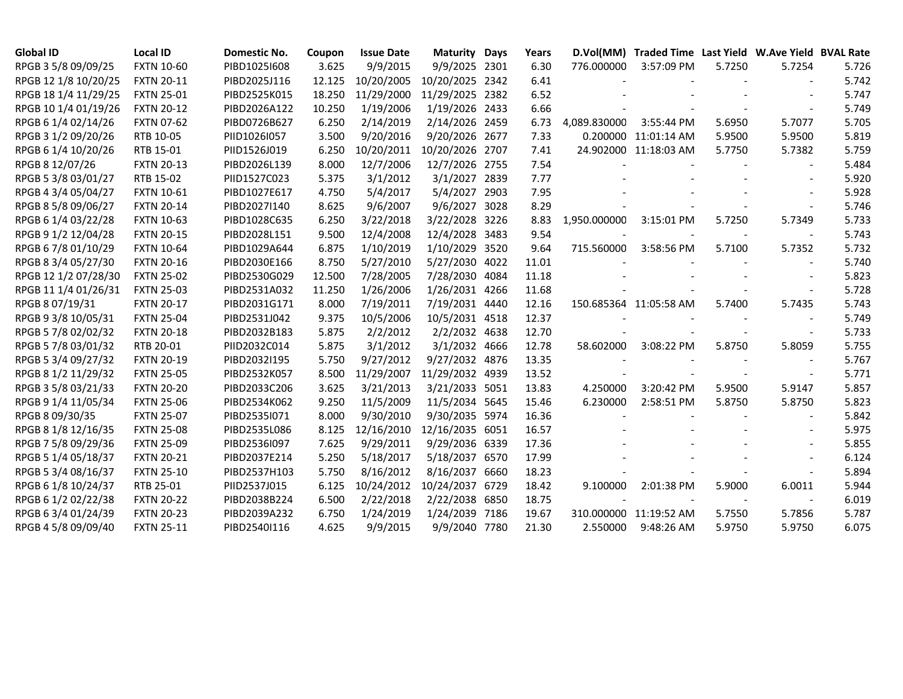| Global ID | Local ID | Domestic No. | Coupon | Issue Date | Maturity | Days | Years | D.Vol(MM) | Traded Time | Last Yield | W.Ave Yield | BVAL Rate |
|---|---|---|---|---|---|---|---|---|---|---|---|---|
| RPGB 3 5/8 09/09/25 | FXTN 10-60 | PIBD1025I608 | 3.625 | 9/9/2015 | 9/9/2025 | 2301 | 6.30 | 776.000000 | 3:57:09 PM | 5.7250 | 5.7254 | 5.726 |
| RPGB 12 1/8 10/20/25 | FXTN 20-11 | PIBD2025J116 | 12.125 | 10/20/2005 | 10/20/2025 | 2342 | 6.41 | - | - | - | - | 5.742 |
| RPGB 18 1/4 11/29/25 | FXTN 25-01 | PIBD2525K015 | 18.250 | 11/29/2000 | 11/29/2025 | 2382 | 6.52 | - | - | - | - | 5.747 |
| RPGB 10 1/4 01/19/26 | FXTN 20-12 | PIBD2026A122 | 10.250 | 1/19/2006 | 1/19/2026 | 2433 | 6.66 | - | - | - | - | 5.749 |
| RPGB 6 1/4 02/14/26 | FXTN 07-62 | PIBD0726B627 | 6.250 | 2/14/2019 | 2/14/2026 | 2459 | 6.73 | 4,089.830000 | 3:55:44 PM | 5.6950 | 5.7077 | 5.705 |
| RPGB 3 1/2 09/20/26 | RTB 10-05 | PIID1026I057 | 3.500 | 9/20/2016 | 9/20/2026 | 2677 | 7.33 | 0.200000 | 11:01:14 AM | 5.9500 | 5.9500 | 5.819 |
| RPGB 6 1/4 10/20/26 | RTB 15-01 | PIID1526J019 | 6.250 | 10/20/2011 | 10/20/2026 | 2707 | 7.41 | 24.902000 | 11:18:03 AM | 5.7750 | 5.7382 | 5.759 |
| RPGB 8 12/07/26 | FXTN 20-13 | PIBD2026L139 | 8.000 | 12/7/2006 | 12/7/2026 | 2755 | 7.54 | - | - | - | - | 5.484 |
| RPGB 5 3/8 03/01/27 | RTB 15-02 | PIID1527C023 | 5.375 | 3/1/2012 | 3/1/2027 | 2839 | 7.77 | - | - | - | - | 5.920 |
| RPGB 4 3/4 05/04/27 | FXTN 10-61 | PIBD1027E617 | 4.750 | 5/4/2017 | 5/4/2027 | 2903 | 7.95 | - | - | - | - | 5.928 |
| RPGB 8 5/8 09/06/27 | FXTN 20-14 | PIBD2027I140 | 8.625 | 9/6/2007 | 9/6/2027 | 3028 | 8.29 | - | - | - | - | 5.746 |
| RPGB 6 1/4 03/22/28 | FXTN 10-63 | PIBD1028C635 | 6.250 | 3/22/2018 | 3/22/2028 | 3226 | 8.83 | 1,950.000000 | 3:15:01 PM | 5.7250 | 5.7349 | 5.733 |
| RPGB 9 1/2 12/04/28 | FXTN 20-15 | PIBD2028L151 | 9.500 | 12/4/2008 | 12/4/2028 | 3483 | 9.54 | - | - | - | - | 5.743 |
| RPGB 6 7/8 01/10/29 | FXTN 10-64 | PIBD1029A644 | 6.875 | 1/10/2019 | 1/10/2029 | 3520 | 9.64 | 715.560000 | 3:58:56 PM | 5.7100 | 5.7352 | 5.732 |
| RPGB 8 3/4 05/27/30 | FXTN 20-16 | PIBD2030E166 | 8.750 | 5/27/2010 | 5/27/2030 | 4022 | 11.01 | - | - | - | - | 5.740 |
| RPGB 12 1/2 07/28/30 | FXTN 25-02 | PIBD2530G029 | 12.500 | 7/28/2005 | 7/28/2030 | 4084 | 11.18 | - | - | - | - | 5.823 |
| RPGB 11 1/4 01/26/31 | FXTN 25-03 | PIBD2531A032 | 11.250 | 1/26/2006 | 1/26/2031 | 4266 | 11.68 | - | - | - | - | 5.728 |
| RPGB 8 07/19/31 | FXTN 20-17 | PIBD2031G171 | 8.000 | 7/19/2011 | 7/19/2031 | 4440 | 12.16 | 150.685364 | 11:05:58 AM | 5.7400 | 5.7435 | 5.743 |
| RPGB 9 3/8 10/05/31 | FXTN 25-04 | PIBD2531J042 | 9.375 | 10/5/2006 | 10/5/2031 | 4518 | 12.37 | - | - | - | - | 5.749 |
| RPGB 5 7/8 02/02/32 | FXTN 20-18 | PIBD2032B183 | 5.875 | 2/2/2012 | 2/2/2032 | 4638 | 12.70 | - | - | - | - | 5.733 |
| RPGB 5 7/8 03/01/32 | RTB 20-01 | PIID2032C014 | 5.875 | 3/1/2012 | 3/1/2032 | 4666 | 12.78 | 58.602000 | 3:08:22 PM | 5.8750 | 5.8059 | 5.755 |
| RPGB 5 3/4 09/27/32 | FXTN 20-19 | PIBD2032I195 | 5.750 | 9/27/2012 | 9/27/2032 | 4876 | 13.35 | - | - | - | - | 5.767 |
| RPGB 8 1/2 11/29/32 | FXTN 25-05 | PIBD2532K057 | 8.500 | 11/29/2007 | 11/29/2032 | 4939 | 13.52 | - | - | - | - | 5.771 |
| RPGB 3 5/8 03/21/33 | FXTN 20-20 | PIBD2033C206 | 3.625 | 3/21/2013 | 3/21/2033 | 5051 | 13.83 | 4.250000 | 3:20:42 PM | 5.9500 | 5.9147 | 5.857 |
| RPGB 9 1/4 11/05/34 | FXTN 25-06 | PIBD2534K062 | 9.250 | 11/5/2009 | 11/5/2034 | 5645 | 15.46 | 6.230000 | 2:58:51 PM | 5.8750 | 5.8750 | 5.823 |
| RPGB 8 09/30/35 | FXTN 25-07 | PIBD2535I071 | 8.000 | 9/30/2010 | 9/30/2035 | 5974 | 16.36 | - | - | - | - | 5.842 |
| RPGB 8 1/8 12/16/35 | FXTN 25-08 | PIBD2535L086 | 8.125 | 12/16/2010 | 12/16/2035 | 6051 | 16.57 | - | - | - | - | 5.975 |
| RPGB 7 5/8 09/29/36 | FXTN 25-09 | PIBD2536I097 | 7.625 | 9/29/2011 | 9/29/2036 | 6339 | 17.36 | - | - | - | - | 5.855 |
| RPGB 5 1/4 05/18/37 | FXTN 20-21 | PIBD2037E214 | 5.250 | 5/18/2017 | 5/18/2037 | 6570 | 17.99 | - | - | - | - | 6.124 |
| RPGB 5 3/4 08/16/37 | FXTN 25-10 | PIBD2537H103 | 5.750 | 8/16/2012 | 8/16/2037 | 6660 | 18.23 | - | - | - | - | 5.894 |
| RPGB 6 1/8 10/24/37 | RTB 25-01 | PIID2537J015 | 6.125 | 10/24/2012 | 10/24/2037 | 6729 | 18.42 | 9.100000 | 2:01:38 PM | 5.9000 | 6.0011 | 5.944 |
| RPGB 6 1/2 02/22/38 | FXTN 20-22 | PIBD2038B224 | 6.500 | 2/22/2018 | 2/22/2038 | 6850 | 18.75 | - | - | - | - | 6.019 |
| RPGB 6 3/4 01/24/39 | FXTN 20-23 | PIBD2039A232 | 6.750 | 1/24/2019 | 1/24/2039 | 7186 | 19.67 | 310.000000 | 11:19:52 AM | 5.7550 | 5.7856 | 5.787 |
| RPGB 4 5/8 09/09/40 | FXTN 25-11 | PIBD2540I116 | 4.625 | 9/9/2015 | 9/9/2040 | 7780 | 21.30 | 2.550000 | 9:48:26 AM | 5.9750 | 5.9750 | 6.075 |